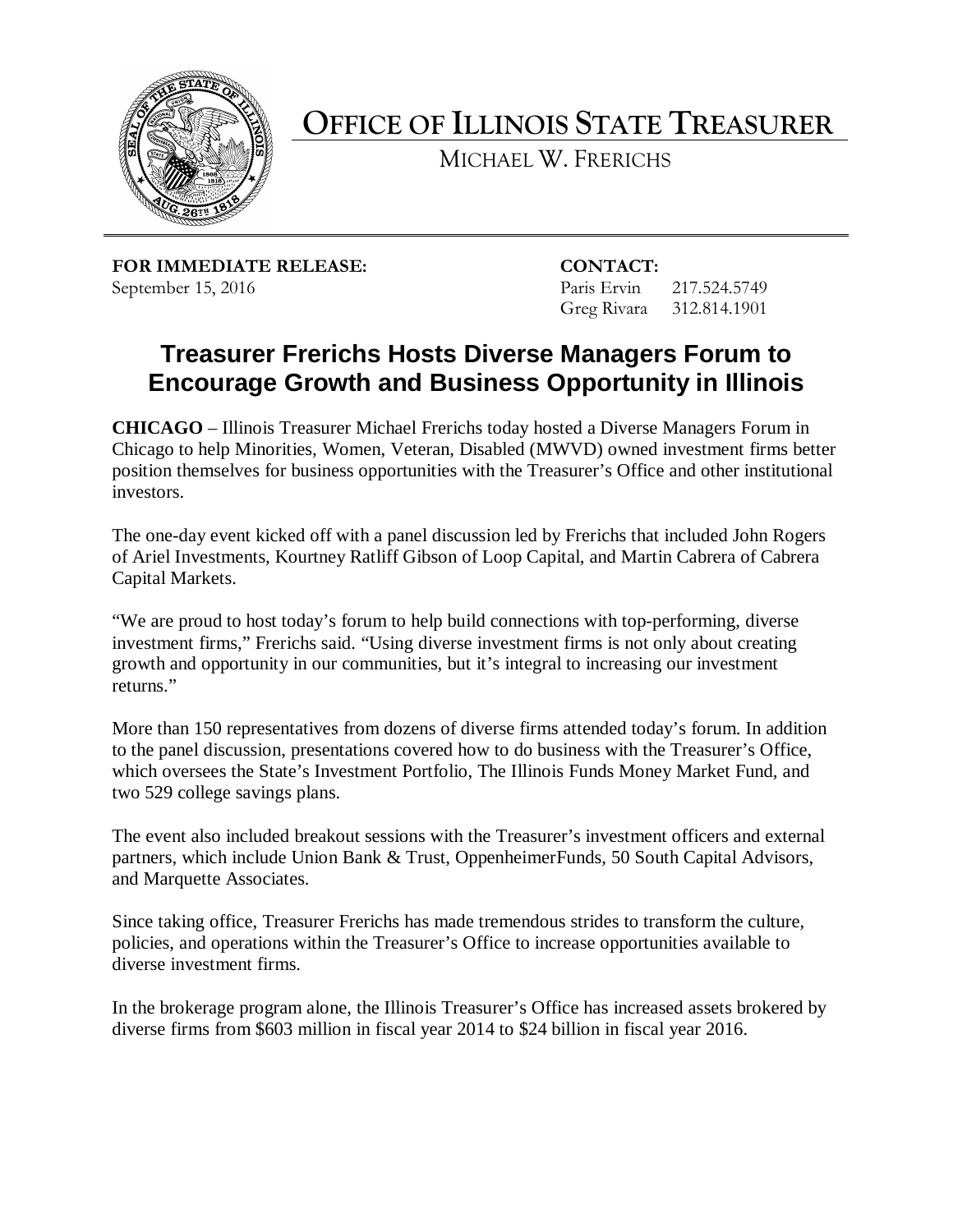# OFFICE OF ILLINOIS STATE TREASURER

MICHAEL W. FRERICHS

**FOR IMMEDIATE RELEASE:**
September 15, 2016

**CONTACT:**
Paris Ervin 217.524.5749
Greg Rivara 312.814.1901

## Treasurer Frerichs Hosts Diverse Managers Forum to Encourage Growth and Business Opportunity in Illinois

**CHICAGO** – Illinois Treasurer Michael Frerichs today hosted a Diverse Managers Forum in Chicago to help Minorities, Women, Veteran, Disabled (MWVD) owned investment firms better position themselves for business opportunities with the Treasurer's Office and other institutional investors.

The one-day event kicked off with a panel discussion led by Frerichs that included John Rogers of Ariel Investments, Kourtney Ratliff Gibson of Loop Capital, and Martin Cabrera of Cabrera Capital Markets.

"We are proud to host today's forum to help build connections with top-performing, diverse investment firms," Frerichs said. "Using diverse investment firms is not only about creating growth and opportunity in our communities, but it's integral to increasing our investment returns."

More than 150 representatives from dozens of diverse firms attended today's forum. In addition to the panel discussion, presentations covered how to do business with the Treasurer's Office, which oversees the State's Investment Portfolio, The Illinois Funds Money Market Fund, and two 529 college savings plans.

The event also included breakout sessions with the Treasurer's investment officers and external partners, which include Union Bank & Trust, OppenheimerFunds, 50 South Capital Advisors, and Marquette Associates.

Since taking office, Treasurer Frerichs has made tremendous strides to transform the culture, policies, and operations within the Treasurer's Office to increase opportunities available to diverse investment firms.

In the brokerage program alone, the Illinois Treasurer's Office has increased assets brokered by diverse firms from $603 million in fiscal year 2014 to $24 billion in fiscal year 2016.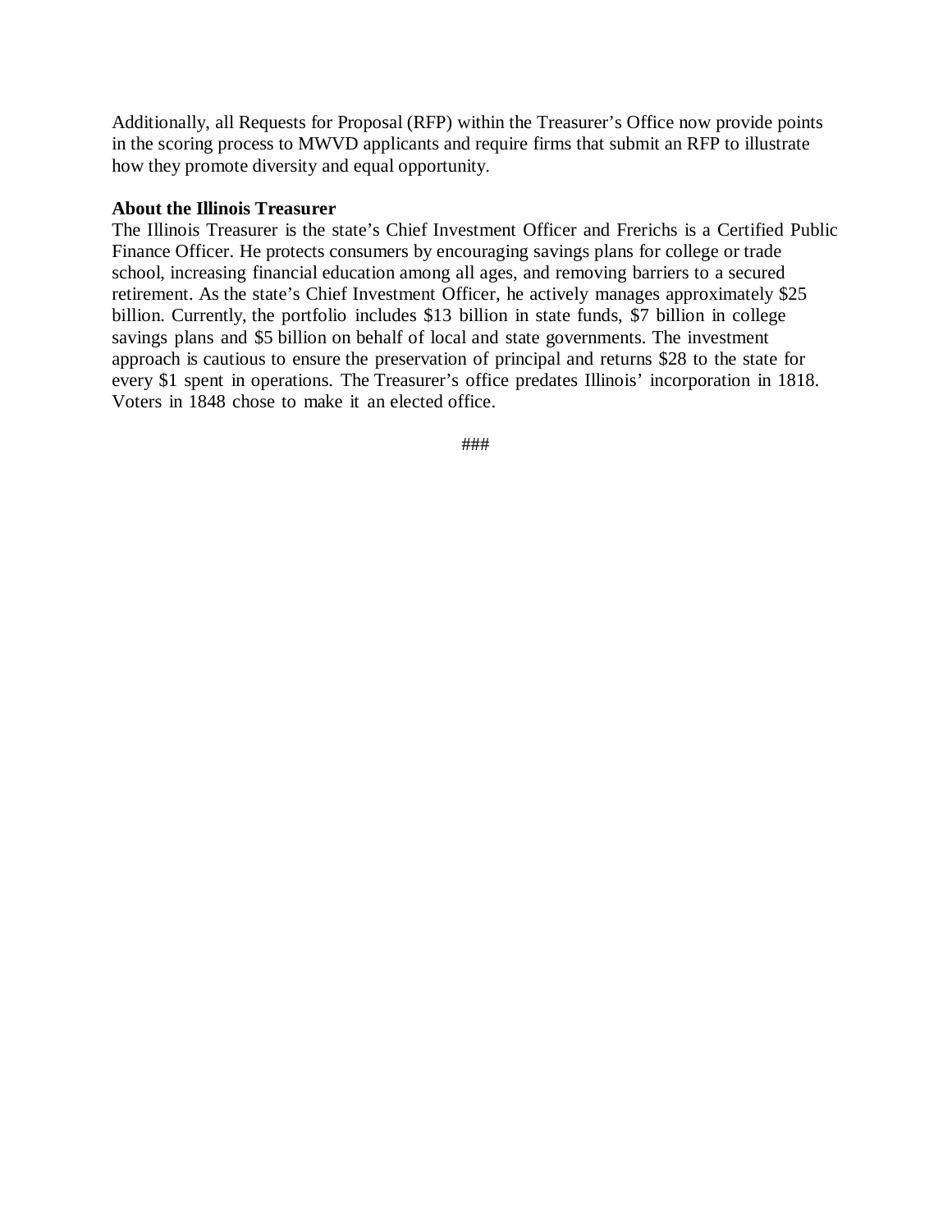Additionally, all Requests for Proposal (RFP) within the Treasurer's Office now provide points in the scoring process to MWVD applicants and require firms that submit an RFP to illustrate how they promote diversity and equal opportunity.

**About the Illinois Treasurer**

The Illinois Treasurer is the state's Chief Investment Officer and Frerichs is a Certified Public Finance Officer. He protects consumers by encouraging savings plans for college or trade school, increasing financial education among all ages, and removing barriers to a secured retirement. As the state's Chief Investment Officer, he actively manages approximately $25 billion. Currently, the portfolio includes $13 billion in state funds, $7 billion in college savings plans and $5 billion on behalf of local and state governments. The investment approach is cautious to ensure the preservation of principal and returns $28 to the state for every $1 spent in operations. The Treasurer's office predates Illinois' incorporation in 1818. Voters in 1848 chose to make it an elected office.

###